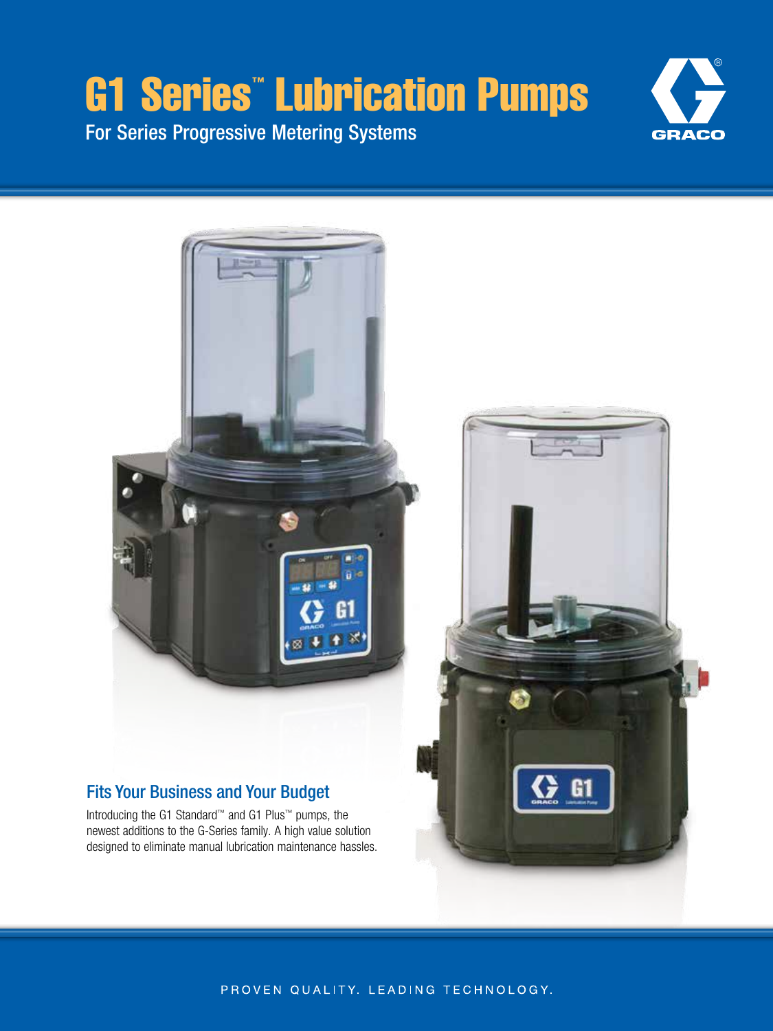# G1 Series™ Lubrication Pumps

For Series Progressive Metering Systems

GRACO

## Fits Your Business and Your Budget

Introducing the G1 Standard™ and G1 Plus™ pumps, the newest additions to the G-Series family. A high value solution designed to eliminate manual lubrication maintenance hassles.

PROVEN QUALITY. LEADING TECHNOLOGY.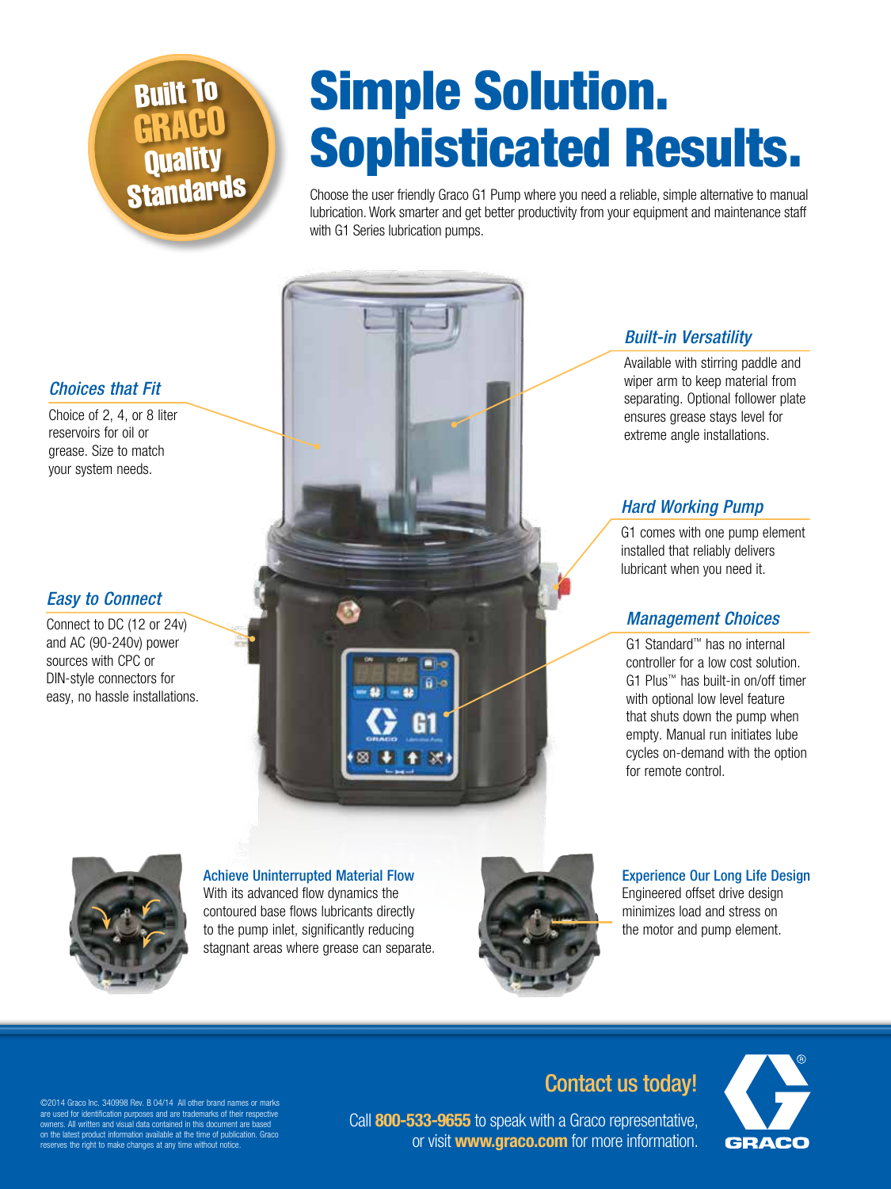Built To GRACO Quality Standards

# Simple Solution. Sophisticated Results.

Choose the user friendly Graco G1 Pump where you need a reliable, simple alternative to manual lubrication. Work smarter and get better productivity from your equipment and maintenance staff with G1 Series lubrication pumps.

### *Choices that Fit*

Choice of 2, 4, or 8 liter reservoirs for oil or grease. Size to match your system needs.

### *Easy to Connect*

Connect to DC (12 or 24v) and AC (90-240v) power sources with CPC or DIN-style connectors for easy, no hassle installations.

### *Built-in Versatility*

Available with stirring paddle and wiper arm to keep material from separating. Optional follower plate ensures grease stays level for extreme angle installations.

### *Hard Working Pump*

G1 comes with one pump element installed that reliably delivers lubricant when you need it.

### *Management Choices*

G1 Standard™ has no internal controller for a low cost solution. G1 Plus™ has built-in on/off timer with optional low level feature that shuts down the pump when empty. Manual run initiates lube cycles on-demand with the option for remote control.

### Achieve Uninterrupted Material Flow

With its advanced flow dynamics the contoured base flows lubricants directly to the pump inlet, significantly reducing stagnant areas where grease can separate.

### Experience Our Long Life Design

Engineered offset drive design minimizes load and stress on the motor and pump element.

## Contact us today!

Call **800-533-9655** to speak with a Graco representative, or visit **www.graco.com** for more information.

GRACO

©2014 Graco Inc. 340998 Rev. B 04/14 All other brand names or marks are used for identification purposes and are trademarks of their respective owners. All written and visual data contained in this document are based on the latest product information available at the time of publication. Graco reserves the right to make changes at any time without notice.